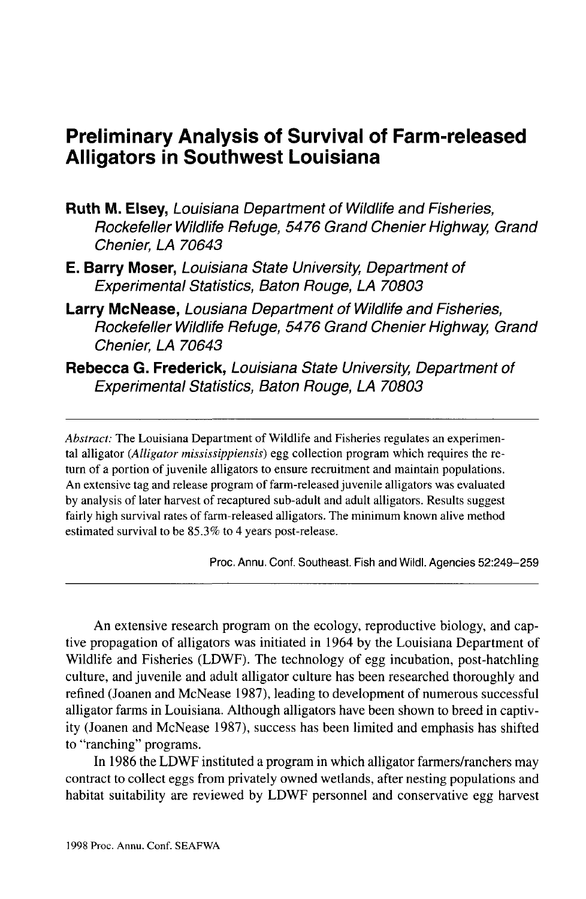# Preliminary Analysis of Survival of Farm-released Alligators in Southwest Louisiana

**Ruth M. Elsey,** *Louisiana Department of Wildlife and Fisheries, Rockefeller Wildlife Refuge, 5476 Grand Chenier Highway, Grand Chenier, LA 70643*

**E. Barry Moser,** *Louisiana State University, Department of Experimental Statistics, Baton Rouge, LA 70803*

**Larry McNease,** *Lousiana Department of Wildlife and Fisheries, Rockefeller Wildlife Refuge, 5476 Grand Chenier Highway, Grand Chenier, LA 70643*

**Rebecca G. Frederick,** *Louisiana State University, Department of Experimental Statistics, Baton Rouge, LA 70803*

---

*Abstract:* The Louisiana Department of Wildlife and Fisheries regulates an experimental alligator (*Alligator mississippiensis*) egg collection program which requires the return of a portion of juvenile alligators to ensure recruitment and maintain populations. An extensive tag and release program of farm-released juvenile alligators was evaluated by analysis of later harvest of recaptured sub-adult and adult alligators. Results suggest fairly high survival rates of farm-released alligators. The minimum known alive method estimated survival to be 85.3% to 4 years post-release.

Proc. Annu. Conf. Southeast. Fish and Wildl. Agencies 52:249–259

---

An extensive research program on the ecology, reproductive biology, and captive propagation of alligators was initiated in 1964 by the Louisiana Department of Wildlife and Fisheries (LDWF). The technology of egg incubation, post-hatchling culture, and juvenile and adult alligator culture has been researched thoroughly and refined (Joanen and McNease 1987), leading to development of numerous successful alligator farms in Louisiana. Although alligators have been shown to breed in captivity (Joanen and McNease 1987), success has been limited and emphasis has shifted to "ranching" programs.

In 1986 the LDWF instituted a program in which alligator farmers/ranchers may contract to collect eggs from privately owned wetlands, after nesting populations and habitat suitability are reviewed by LDWF personnel and conservative egg harvest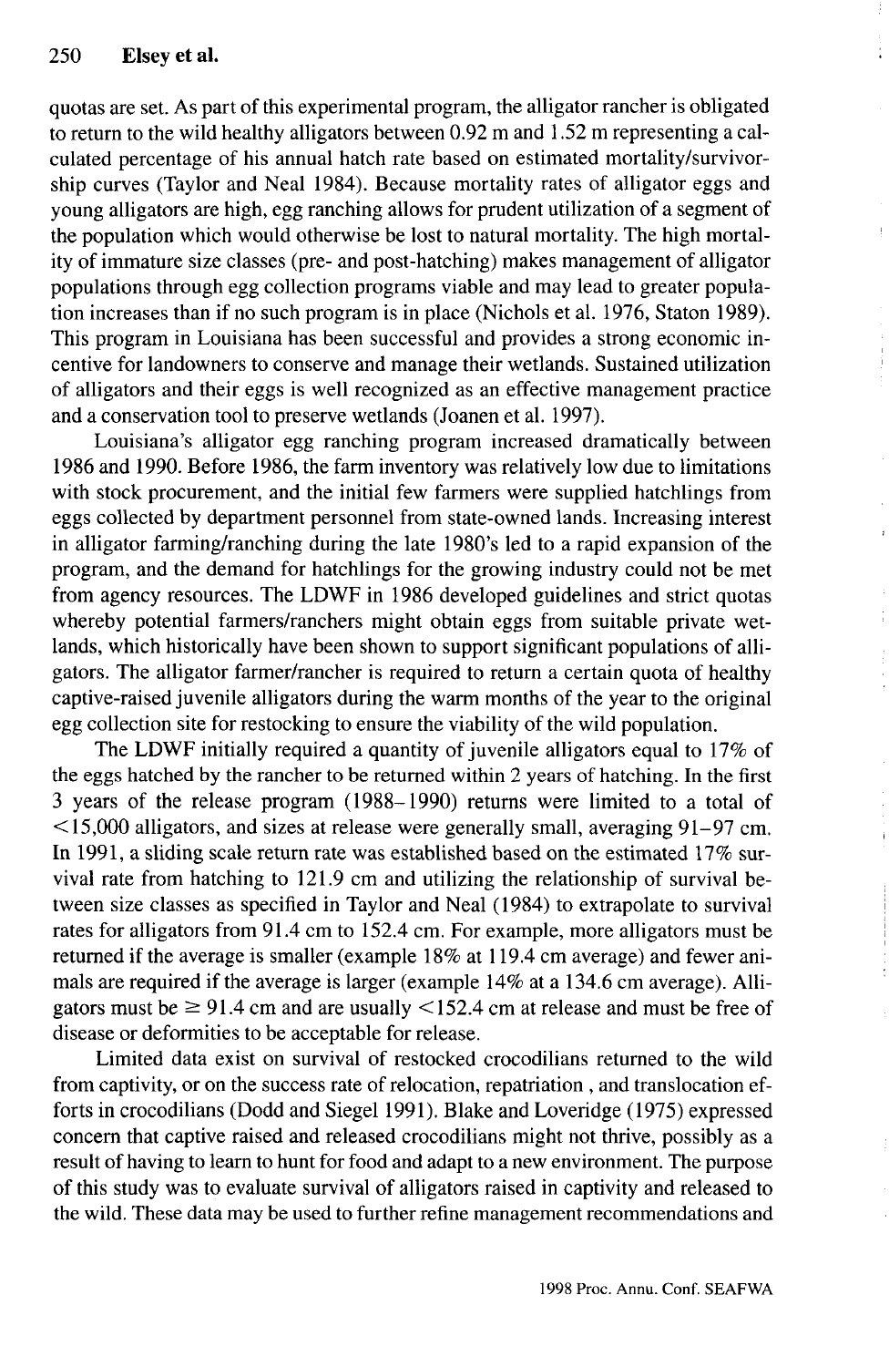quotas are set. As part of this experimental program, the alligator rancher is obligated to return to the wild healthy alligators between 0.92 m and 1.52 m representing a calculated percentage of his annual hatch rate based on estimated mortality/survivorship curves (Taylor and Neal 1984). Because mortality rates of alligator eggs and young alligators are high, egg ranching allows for prudent utilization of a segment of the population which would otherwise be lost to natural mortality. The high mortality of immature size classes (pre- and post-hatching) makes management of alligator populations through egg collection programs viable and may lead to greater population increases than if no such program is in place (Nichols et al. 1976, Staton 1989). This program in Louisiana has been successful and provides a strong economic incentive for landowners to conserve and manage their wetlands. Sustained utilization of alligators and their eggs is well recognized as an effective management practice and a conservation tool to preserve wetlands (Joanen et al. 1997).

Louisiana's alligator egg ranching program increased dramatically between 1986 and 1990. Before 1986, the farm inventory was relatively low due to limitations with stock procurement, and the initial few farmers were supplied hatchlings from eggs collected by department personnel from state-owned lands. Increasing interest in alligator farming/ranching during the late 1980's led to a rapid expansion of the program, and the demand for hatchlings for the growing industry could not be met from agency resources. The LDWF in 1986 developed guidelines and strict quotas whereby potential farmers/ranchers might obtain eggs from suitable private wetlands, which historically have been shown to support significant populations of alligators. The alligator farmer/rancher is required to return a certain quota of healthy captive-raised juvenile alligators during the warm months of the year to the original egg collection site for restocking to ensure the viability of the wild population.

The LDWF initially required a quantity of juvenile alligators equal to 17% of the eggs hatched by the rancher to be returned within 2 years of hatching. In the first 3 years of the release program (1988–1990) returns were limited to a total of <15,000 alligators, and sizes at release were generally small, averaging 91–97 cm. In 1991, a sliding scale return rate was established based on the estimated 17% survival rate from hatching to 121.9 cm and utilizing the relationship of survival between size classes as specified in Taylor and Neal (1984) to extrapolate to survival rates for alligators from 91.4 cm to 152.4 cm. For example, more alligators must be returned if the average is smaller (example 18% at 119.4 cm average) and fewer animals are required if the average is larger (example 14% at a 134.6 cm average). Alligators must be ≥ 91.4 cm and are usually <152.4 cm at release and must be free of disease or deformities to be acceptable for release.

Limited data exist on survival of restocked crocodilians returned to the wild from captivity, or on the success rate of relocation, repatriation , and translocation efforts in crocodilians (Dodd and Siegel 1991). Blake and Loveridge (1975) expressed concern that captive raised and released crocodilians might not thrive, possibly as a result of having to learn to hunt for food and adapt to a new environment. The purpose of this study was to evaluate survival of alligators raised in captivity and released to the wild. These data may be used to further refine management recommendations and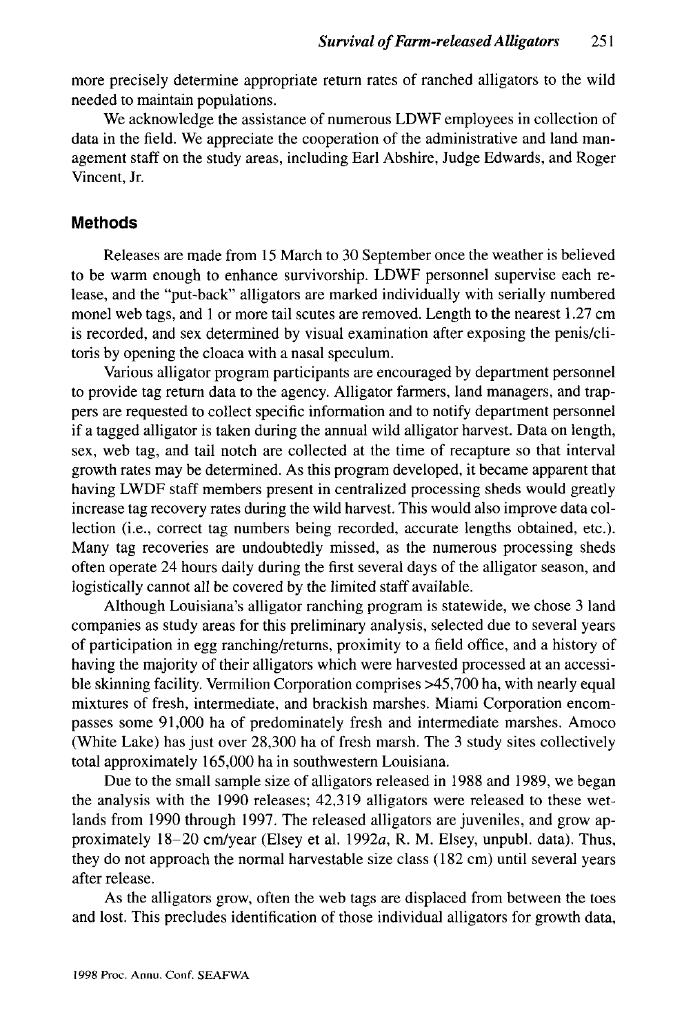more precisely determine appropriate return rates of ranched alligators to the wild needed to maintain populations.

We acknowledge the assistance of numerous LDWF employees in collection of data in the field. We appreciate the cooperation of the administrative and land management staff on the study areas, including Earl Abshire, Judge Edwards, and Roger Vincent, Jr.

## Methods

Releases are made from 15 March to 30 September once the weather is believed to be warm enough to enhance survivorship. LDWF personnel supervise each release, and the "put-back" alligators are marked individually with serially numbered monel web tags, and 1 or more tail scutes are removed. Length to the nearest 1.27 cm is recorded, and sex determined by visual examination after exposing the penis/clitoris by opening the cloaca with a nasal speculum.

Various alligator program participants are encouraged by department personnel to provide tag return data to the agency. Alligator farmers, land managers, and trappers are requested to collect specific information and to notify department personnel if a tagged alligator is taken during the annual wild alligator harvest. Data on length, sex, web tag, and tail notch are collected at the time of recapture so that interval growth rates may be determined. As this program developed, it became apparent that having LWDF staff members present in centralized processing sheds would greatly increase tag recovery rates during the wild harvest. This would also improve data collection (i.e., correct tag numbers being recorded, accurate lengths obtained, etc.). Many tag recoveries are undoubtedly missed, as the numerous processing sheds often operate 24 hours daily during the first several days of the alligator season, and logistically cannot all be covered by the limited staff available.

Although Louisiana's alligator ranching program is statewide, we chose 3 land companies as study areas for this preliminary analysis, selected due to several years of participation in egg ranching/returns, proximity to a field office, and a history of having the majority of their alligators which were harvested processed at an accessible skinning facility. Vermilion Corporation comprises >45,700 ha, with nearly equal mixtures of fresh, intermediate, and brackish marshes. Miami Corporation encompasses some 91,000 ha of predominately fresh and intermediate marshes. Amoco (White Lake) has just over 28,300 ha of fresh marsh. The 3 study sites collectively total approximately 165,000 ha in southwestern Louisiana.

Due to the small sample size of alligators released in 1988 and 1989, we began the analysis with the 1990 releases; 42,319 alligators were released to these wetlands from 1990 through 1997. The released alligators are juveniles, and grow approximately 18–20 cm/year (Elsey et al. 1992*a*, R. M. Elsey, unpubl. data). Thus, they do not approach the normal harvestable size class (182 cm) until several years after release.

As the alligators grow, often the web tags are displaced from between the toes and lost. This precludes identification of those individual alligators for growth data,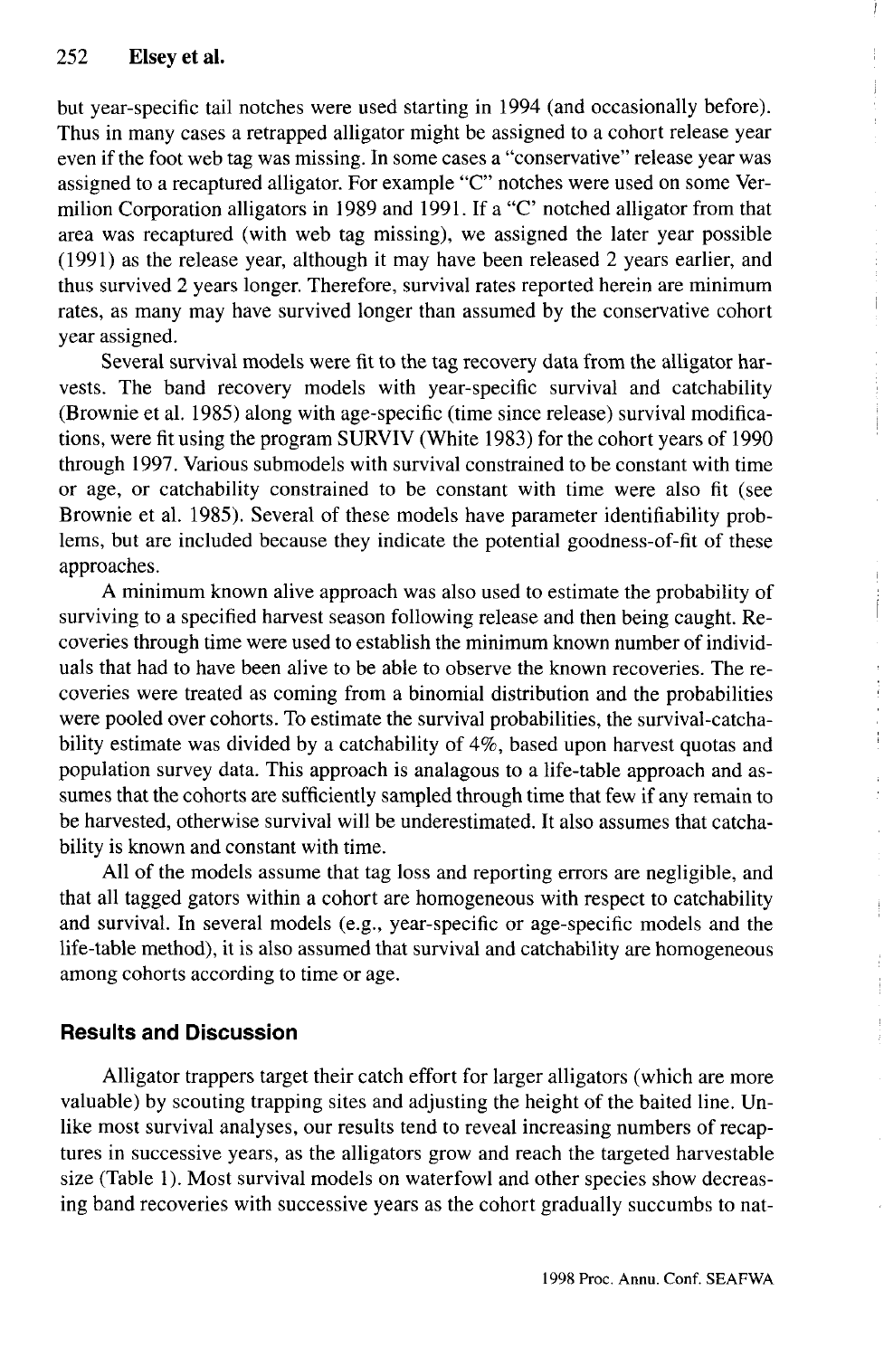but year-specific tail notches were used starting in 1994 (and occasionally before). Thus in many cases a retrapped alligator might be assigned to a cohort release year even if the foot web tag was missing. In some cases a "conservative" release year was assigned to a recaptured alligator. For example "C" notches were used on some Vermilion Corporation alligators in 1989 and 1991. If a "C" notched alligator from that area was recaptured (with web tag missing), we assigned the later year possible (1991) as the release year, although it may have been released 2 years earlier, and thus survived 2 years longer. Therefore, survival rates reported herein are minimum rates, as many may have survived longer than assumed by the conservative cohort year assigned.

Several survival models were fit to the tag recovery data from the alligator harvests. The band recovery models with year-specific survival and catchability (Brownie et al. 1985) along with age-specific (time since release) survival modifications, were fit using the program SURVIV (White 1983) for the cohort years of 1990 through 1997. Various submodels with survival constrained to be constant with time or age, or catchability constrained to be constant with time were also fit (see Brownie et al. 1985). Several of these models have parameter identifiability problems, but are included because they indicate the potential goodness-of-fit of these approaches.

A minimum known alive approach was also used to estimate the probability of surviving to a specified harvest season following release and then being caught. Recoveries through time were used to establish the minimum known number of individuals that had to have been alive to be able to observe the known recoveries. The recoveries were treated as coming from a binomial distribution and the probabilities were pooled over cohorts. To estimate the survival probabilities, the survival-catchability estimate was divided by a catchability of 4%, based upon harvest quotas and population survey data. This approach is analagous to a life-table approach and assumes that the cohorts are sufficiently sampled through time that few if any remain to be harvested, otherwise survival will be underestimated. It also assumes that catchability is known and constant with time.

All of the models assume that tag loss and reporting errors are negligible, and that all tagged gators within a cohort are homogeneous with respect to catchability and survival. In several models (e.g., year-specific or age-specific models and the life-table method), it is also assumed that survival and catchability are homogeneous among cohorts according to time or age.

## Results and Discussion

Alligator trappers target their catch effort for larger alligators (which are more valuable) by scouting trapping sites and adjusting the height of the baited line. Unlike most survival analyses, our results tend to reveal increasing numbers of recaptures in successive years, as the alligators grow and reach the targeted harvestable size (Table 1). Most survival models on waterfowl and other species show decreasing band recoveries with successive years as the cohort gradually succumbs to nat-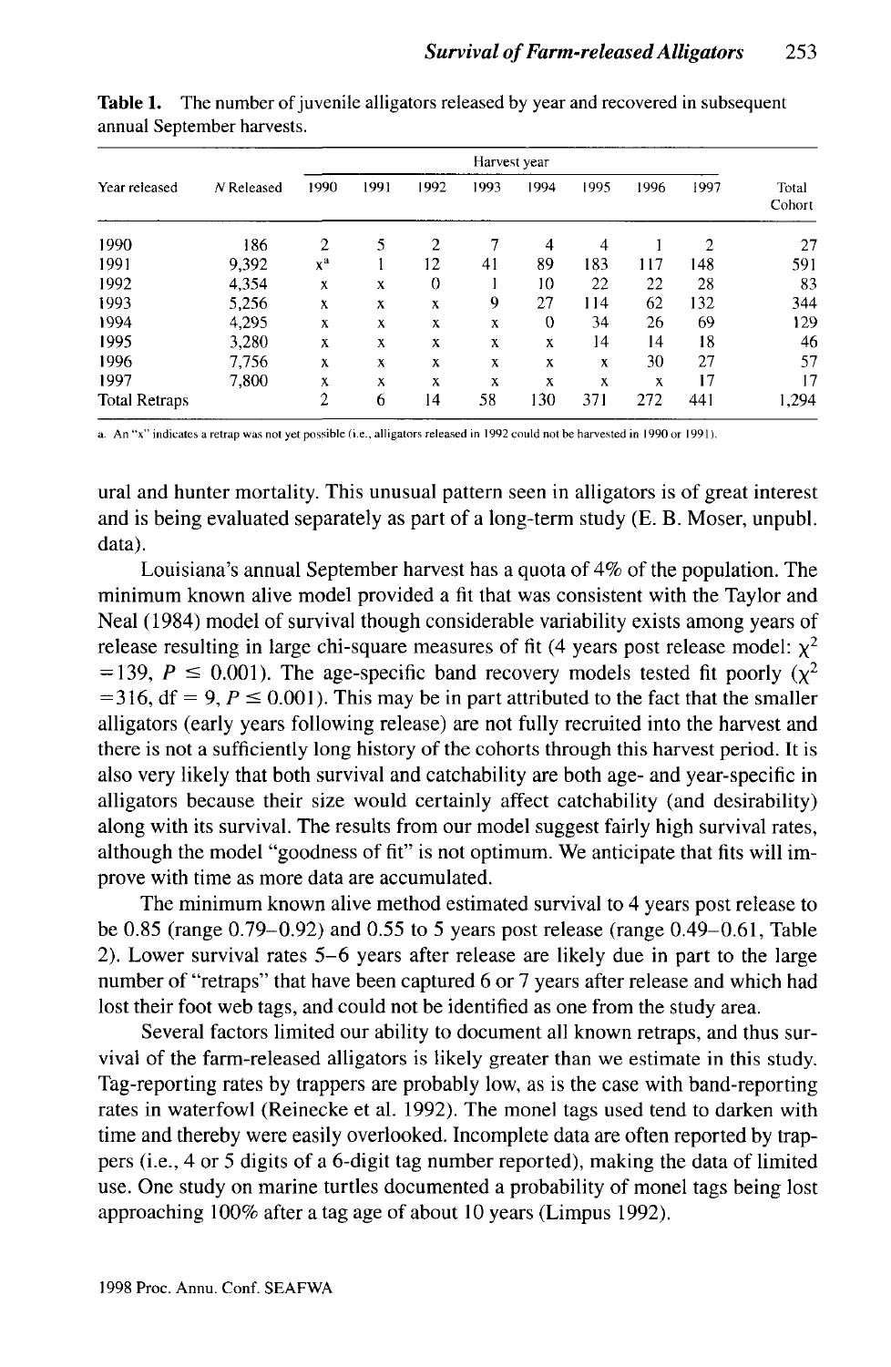**Table 1.** The number of juvenile alligators released by year and recovered in subsequent annual September harvests.

| Year released | N Released | Harvest year 1990 | 1991 | 1992 | 1993 | 1994 | 1995 | 1996 | 1997 | Total Cohort |
|---|---|---|---|---|---|---|---|---|---|---|
| 1990 | 186 | 2 | 5 | 2 | 7 | 4 | 4 | 1 | 2 | 27 |
| 1991 | 9,392 | x[a] | 1 | 12 | 41 | 89 | 183 | 117 | 148 | 591 |
| 1992 | 4,354 | x | x | 0 | 1 | 10 | 22 | 22 | 28 | 83 |
| 1993 | 5,256 | x | x | x | 9 | 27 | 114 | 62 | 132 | 344 |
| 1994 | 4,295 | x | x | x | x | 0 | 34 | 26 | 69 | 129 |
| 1995 | 3,280 | x | x | x | x | x | 14 | 14 | 18 | 46 |
| 1996 | 7,756 | x | x | x | x | x | x | 30 | 27 | 57 |
| 1997 | 7,800 | x | x | x | x | x | x | x | 17 | 17 |
| Total Retraps | | 2 | 6 | 14 | 58 | 130 | 371 | 272 | 441 | 1,294 |

a. An "x" indicates a retrap was not yet possible (i.e., alligators released in 1992 could not be harvested in 1990 or 1991).

ural and hunter mortality. This unusual pattern seen in alligators is of great interest and is being evaluated separately as part of a long-term study (E. B. Moser, unpubl. data).

Louisiana's annual September harvest has a quota of 4% of the population. The minimum known alive model provided a fit that was consistent with the Taylor and Neal (1984) model of survival though considerable variability exists among years of release resulting in large chi-square measures of fit (4 years post release model: $\chi^2 = 139$, $P \leq 0.001$). The age-specific band recovery models tested fit poorly ($\chi^2 = 316$, df $= 9$, $P \leq 0.001$). This may be in part attributed to the fact that the smaller alligators (early years following release) are not fully recruited into the harvest and there is not a sufficiently long history of the cohorts through this harvest period. It is also very likely that both survival and catchability are both age- and year-specific in alligators because their size would certainly affect catchability (and desirability) along with its survival. The results from our model suggest fairly high survival rates, although the model "goodness of fit" is not optimum. We anticipate that fits will improve with time as more data are accumulated.

The minimum known alive method estimated survival to 4 years post release to be 0.85 (range 0.79–0.92) and 0.55 to 5 years post release (range 0.49–0.61, Table 2). Lower survival rates 5–6 years after release are likely due in part to the large number of "retraps" that have been captured 6 or 7 years after release and which had lost their foot web tags, and could not be identified as one from the study area.

Several factors limited our ability to document all known retraps, and thus survival of the farm-released alligators is likely greater than we estimate in this study. Tag-reporting rates by trappers are probably low, as is the case with band-reporting rates in waterfowl (Reinecke et al. 1992). The monel tags used tend to darken with time and thereby were easily overlooked. Incomplete data are often reported by trappers (i.e., 4 or 5 digits of a 6-digit tag number reported), making the data of limited use. One study on marine turtles documented a probability of monel tags being lost approaching 100% after a tag age of about 10 years (Limpus 1992).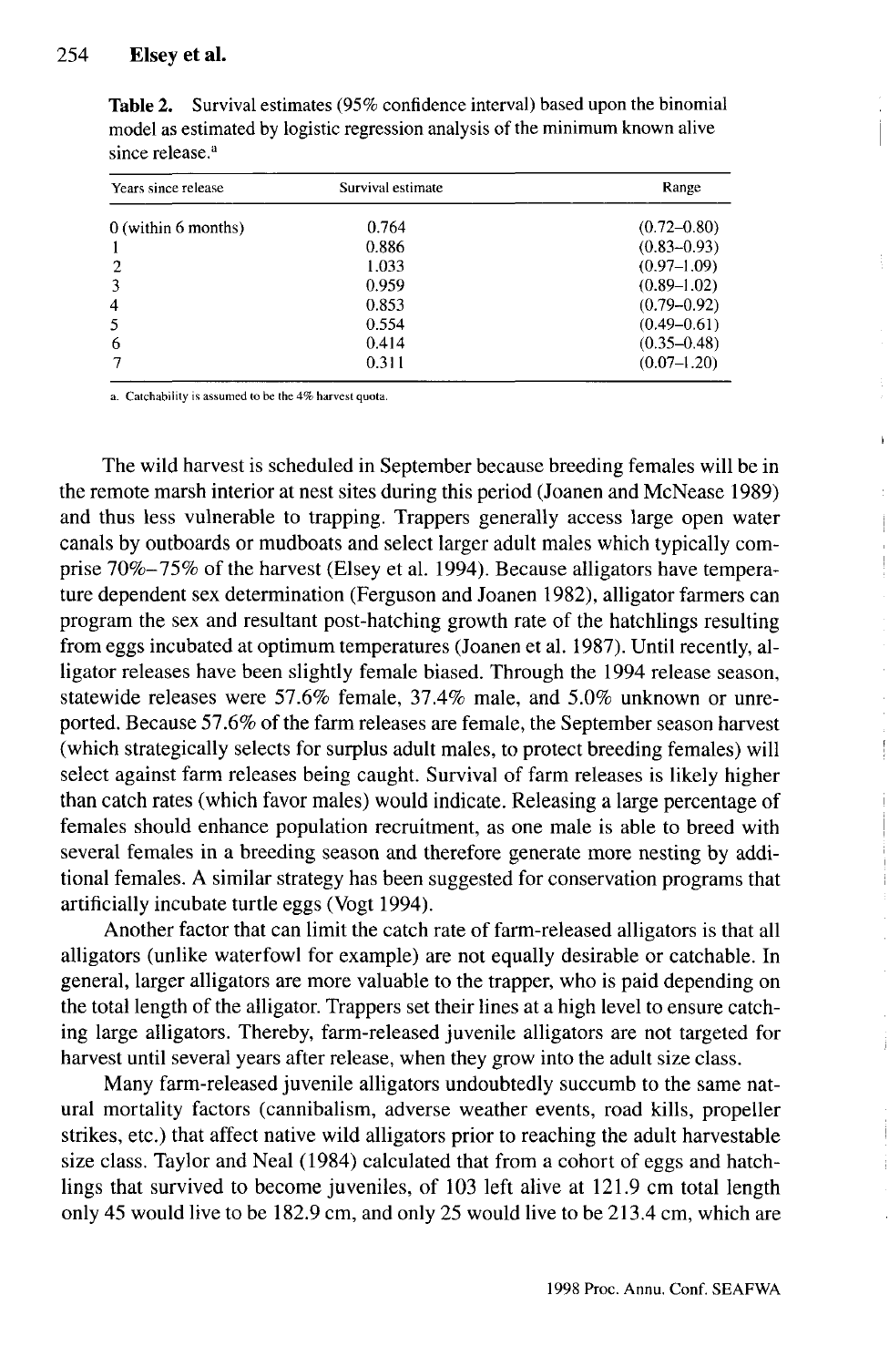**Table 2.** Survival estimates (95% confidence interval) based upon the binomial model as estimated by logistic regression analysis of the minimum known alive since release.[a]

| Years since release | Survival estimate | Range |
|---|---|---|
| 0 (within 6 months) | 0.764 | (0.72–0.80) |
| 1 | 0.886 | (0.83–0.93) |
| 2 | 1.033 | (0.97–1.09) |
| 3 | 0.959 | (0.89–1.02) |
| 4 | 0.853 | (0.79–0.92) |
| 5 | 0.554 | (0.49–0.61) |
| 6 | 0.414 | (0.35–0.48) |
| 7 | 0.311 | (0.07–1.20) |

a. Catchability is assumed to be the 4% harvest quota.

The wild harvest is scheduled in September because breeding females will be in the remote marsh interior at nest sites during this period (Joanen and McNease 1989) and thus less vulnerable to trapping. Trappers generally access large open water canals by outboards or mudboats and select larger adult males which typically comprise 70%–75% of the harvest (Elsey et al. 1994). Because alligators have temperature dependent sex determination (Ferguson and Joanen 1982), alligator farmers can program the sex and resultant post-hatching growth rate of the hatchlings resulting from eggs incubated at optimum temperatures (Joanen et al. 1987). Until recently, alligator releases have been slightly female biased. Through the 1994 release season, statewide releases were 57.6% female, 37.4% male, and 5.0% unknown or unreported. Because 57.6% of the farm releases are female, the September season harvest (which strategically selects for surplus adult males, to protect breeding females) will select against farm releases being caught. Survival of farm releases is likely higher than catch rates (which favor males) would indicate. Releasing a large percentage of females should enhance population recruitment, as one male is able to breed with several females in a breeding season and therefore generate more nesting by additional females. A similar strategy has been suggested for conservation programs that artificially incubate turtle eggs (Vogt 1994).

Another factor that can limit the catch rate of farm-released alligators is that all alligators (unlike waterfowl for example) are not equally desirable or catchable. In general, larger alligators are more valuable to the trapper, who is paid depending on the total length of the alligator. Trappers set their lines at a high level to ensure catching large alligators. Thereby, farm-released juvenile alligators are not targeted for harvest until several years after release, when they grow into the adult size class.

Many farm-released juvenile alligators undoubtedly succumb to the same natural mortality factors (cannibalism, adverse weather events, road kills, propeller strikes, etc.) that affect native wild alligators prior to reaching the adult harvestable size class. Taylor and Neal (1984) calculated that from a cohort of eggs and hatchlings that survived to become juveniles, of 103 left alive at 121.9 cm total length only 45 would live to be 182.9 cm, and only 25 would live to be 213.4 cm, which are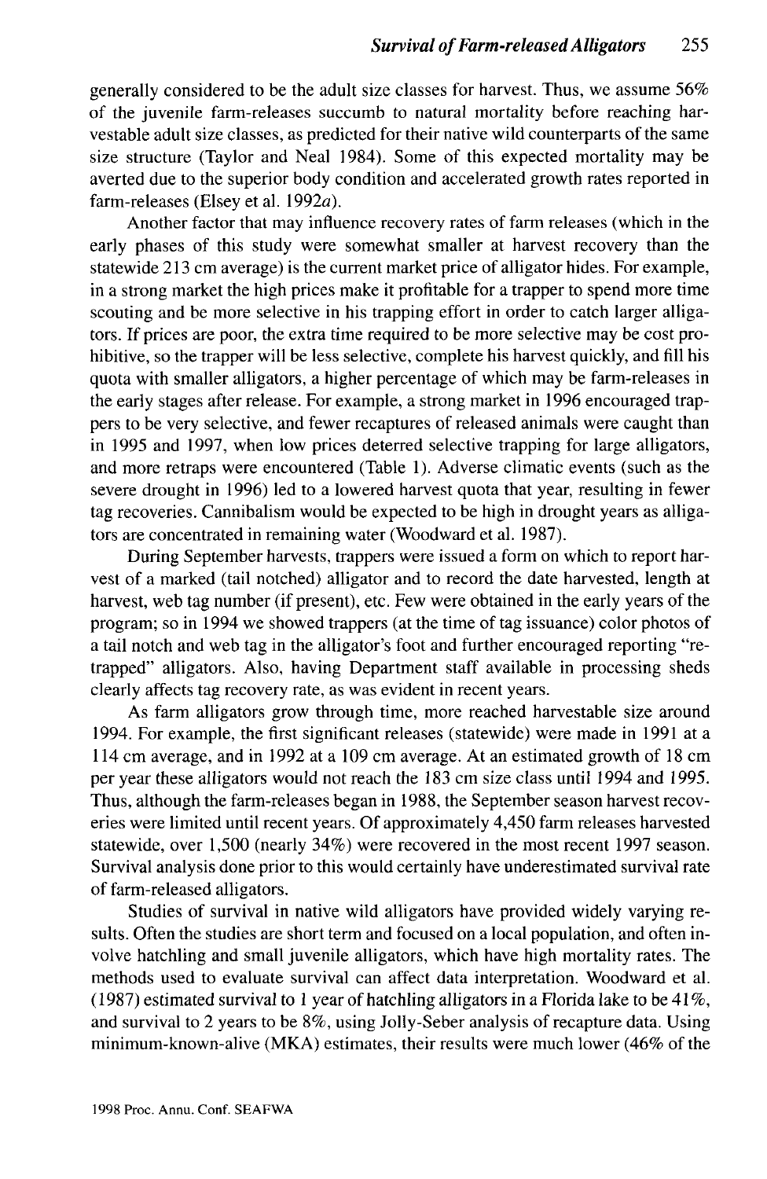generally considered to be the adult size classes for harvest. Thus, we assume 56% of the juvenile farm-releases succumb to natural mortality before reaching harvestable adult size classes, as predicted for their native wild counterparts of the same size structure (Taylor and Neal 1984). Some of this expected mortality may be averted due to the superior body condition and accelerated growth rates reported in farm-releases (Elsey et al. 1992*a*).

Another factor that may influence recovery rates of farm releases (which in the early phases of this study were somewhat smaller at harvest recovery than the statewide 213 cm average) is the current market price of alligator hides. For example, in a strong market the high prices make it profitable for a trapper to spend more time scouting and be more selective in his trapping effort in order to catch larger alligators. If prices are poor, the extra time required to be more selective may be cost prohibitive, so the trapper will be less selective, complete his harvest quickly, and fill his quota with smaller alligators, a higher percentage of which may be farm-releases in the early stages after release. For example, a strong market in 1996 encouraged trappers to be very selective, and fewer recaptures of released animals were caught than in 1995 and 1997, when low prices deterred selective trapping for large alligators, and more retraps were encountered (Table 1). Adverse climatic events (such as the severe drought in 1996) led to a lowered harvest quota that year, resulting in fewer tag recoveries. Cannibalism would be expected to be high in drought years as alligators are concentrated in remaining water (Woodward et al. 1987).

During September harvests, trappers were issued a form on which to report harvest of a marked (tail notched) alligator and to record the date harvested, length at harvest, web tag number (if present), etc. Few were obtained in the early years of the program; so in 1994 we showed trappers (at the time of tag issuance) color photos of a tail notch and web tag in the alligator's foot and further encouraged reporting "retrapped" alligators. Also, having Department staff available in processing sheds clearly affects tag recovery rate, as was evident in recent years.

As farm alligators grow through time, more reached harvestable size around 1994. For example, the first significant releases (statewide) were made in 1991 at a 114 cm average, and in 1992 at a 109 cm average. At an estimated growth of 18 cm per year these alligators would not reach the 183 cm size class until 1994 and 1995. Thus, although the farm-releases began in 1988, the September season harvest recoveries were limited until recent years. Of approximately 4,450 farm releases harvested statewide, over 1,500 (nearly 34%) were recovered in the most recent 1997 season. Survival analysis done prior to this would certainly have underestimated survival rate of farm-released alligators.

Studies of survival in native wild alligators have provided widely varying results. Often the studies are short term and focused on a local population, and often involve hatchling and small juvenile alligators, which have high mortality rates. The methods used to evaluate survival can affect data interpretation. Woodward et al. (1987) estimated survival to 1 year of hatchling alligators in a Florida lake to be 41%, and survival to 2 years to be 8%, using Jolly-Seber analysis of recapture data. Using minimum-known-alive (MKA) estimates, their results were much lower (46% of the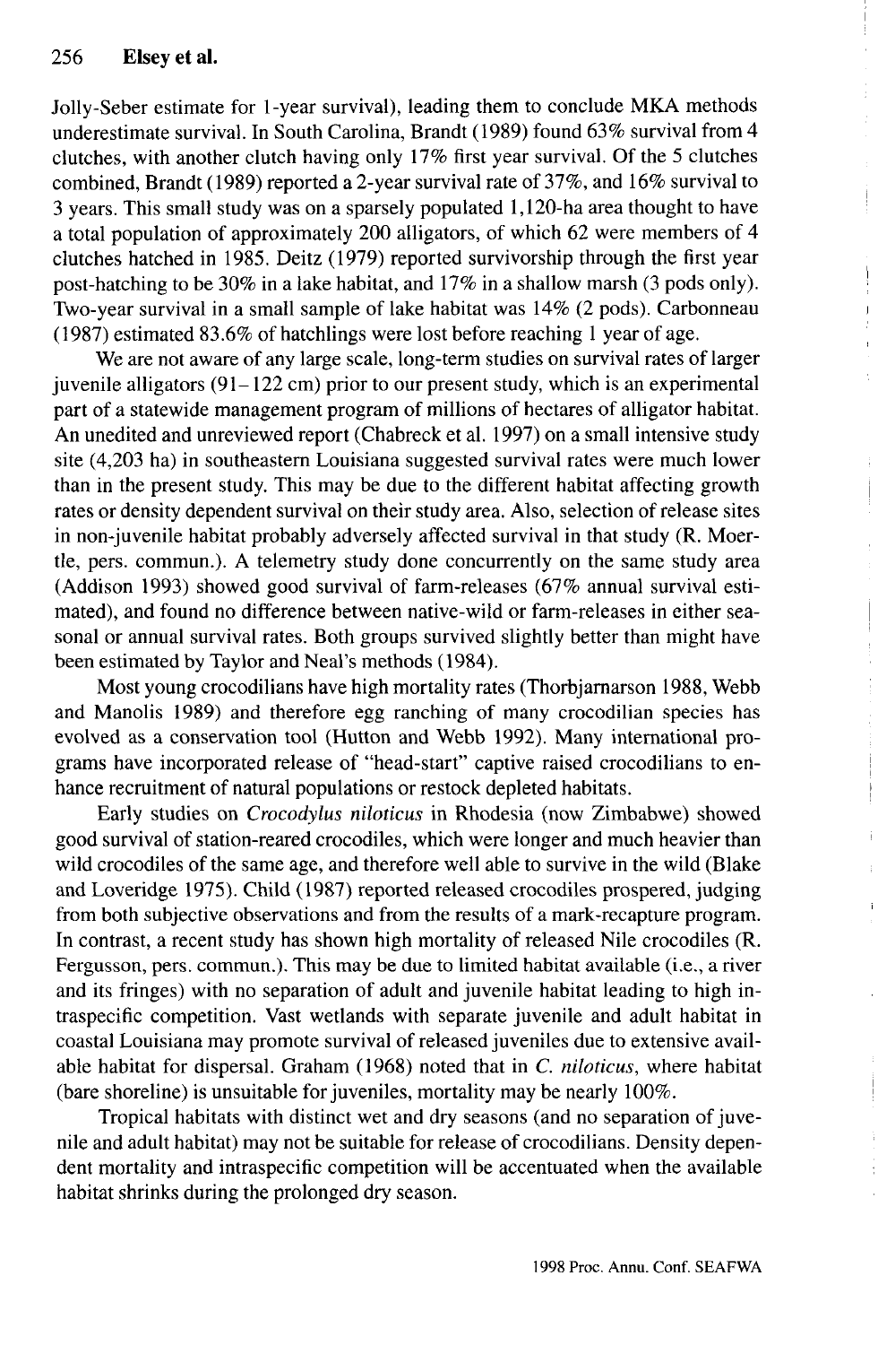Jolly-Seber estimate for 1-year survival), leading them to conclude MKA methods underestimate survival. In South Carolina, Brandt (1989) found 63% survival from 4 clutches, with another clutch having only 17% first year survival. Of the 5 clutches combined, Brandt (1989) reported a 2-year survival rate of 37%, and 16% survival to 3 years. This small study was on a sparsely populated 1,120-ha area thought to have a total population of approximately 200 alligators, of which 62 were members of 4 clutches hatched in 1985. Deitz (1979) reported survivorship through the first year post-hatching to be 30% in a lake habitat, and 17% in a shallow marsh (3 pods only). Two-year survival in a small sample of lake habitat was 14% (2 pods). Carbonneau (1987) estimated 83.6% of hatchlings were lost before reaching 1 year of age.

We are not aware of any large scale, long-term studies on survival rates of larger juvenile alligators (91–122 cm) prior to our present study, which is an experimental part of a statewide management program of millions of hectares of alligator habitat. An unedited and unreviewed report (Chabreck et al. 1997) on a small intensive study site (4,203 ha) in southeastern Louisiana suggested survival rates were much lower than in the present study. This may be due to the different habitat affecting growth rates or density dependent survival on their study area. Also, selection of release sites in non-juvenile habitat probably adversely affected survival in that study (R. Moertle, pers. commun.). A telemetry study done concurrently on the same study area (Addison 1993) showed good survival of farm-releases (67% annual survival estimated), and found no difference between native-wild or farm-releases in either seasonal or annual survival rates. Both groups survived slightly better than might have been estimated by Taylor and Neal's methods (1984).

Most young crocodilians have high mortality rates (Thorbjarnarson 1988, Webb and Manolis 1989) and therefore egg ranching of many crocodilian species has evolved as a conservation tool (Hutton and Webb 1992). Many international programs have incorporated release of "head-start" captive raised crocodilians to enhance recruitment of natural populations or restock depleted habitats.

Early studies on *Crocodylus niloticus* in Rhodesia (now Zimbabwe) showed good survival of station-reared crocodiles, which were longer and much heavier than wild crocodiles of the same age, and therefore well able to survive in the wild (Blake and Loveridge 1975). Child (1987) reported released crocodiles prospered, judging from both subjective observations and from the results of a mark-recapture program. In contrast, a recent study has shown high mortality of released Nile crocodiles (R. Fergusson, pers. commun.). This may be due to limited habitat available (i.e., a river and its fringes) with no separation of adult and juvenile habitat leading to high intraspecific competition. Vast wetlands with separate juvenile and adult habitat in coastal Louisiana may promote survival of released juveniles due to extensive available habitat for dispersal. Graham (1968) noted that in *C. niloticus*, where habitat (bare shoreline) is unsuitable for juveniles, mortality may be nearly 100%.

Tropical habitats with distinct wet and dry seasons (and no separation of juvenile and adult habitat) may not be suitable for release of crocodilians. Density dependent mortality and intraspecific competition will be accentuated when the available habitat shrinks during the prolonged dry season.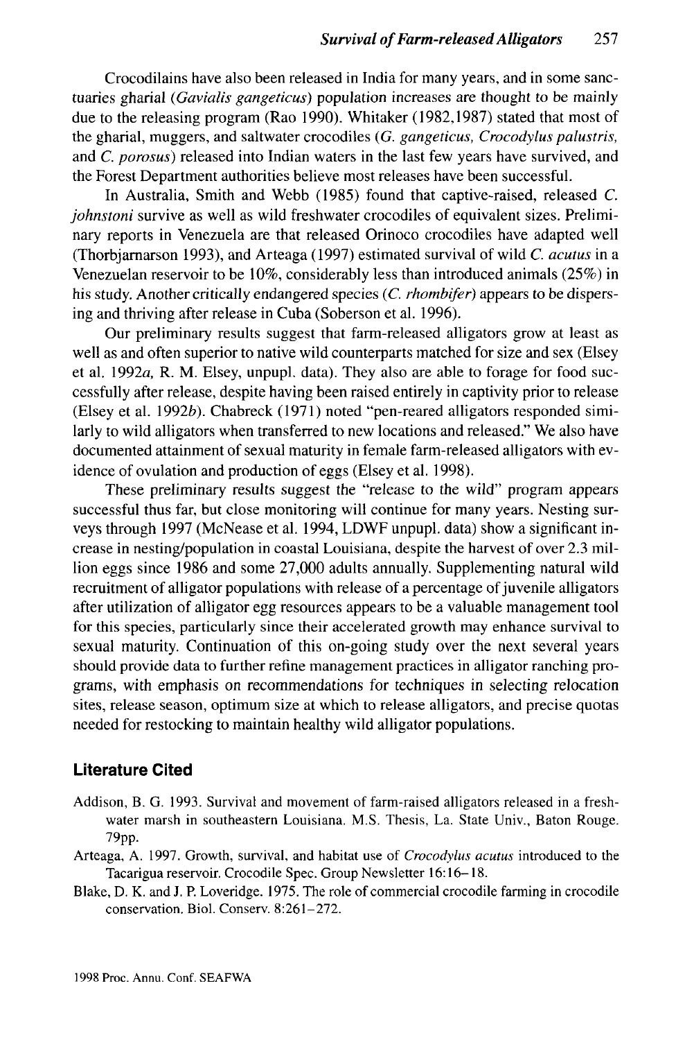Crocodilains have also been released in India for many years, and in some sanctuaries gharial (*Gavialis gangeticus*) population increases are thought to be mainly due to the releasing program (Rao 1990). Whitaker (1982,1987) stated that most of the gharial, muggers, and saltwater crocodiles (*G. gangeticus, Crocodylus palustris,* and *C. porosus*) released into Indian waters in the last few years have survived, and the Forest Department authorities believe most releases have been successful.

In Australia, Smith and Webb (1985) found that captive-raised, released *C. johnstoni* survive as well as wild freshwater crocodiles of equivalent sizes. Preliminary reports in Venezuela are that released Orinoco crocodiles have adapted well (Thorbjarnarson 1993), and Arteaga (1997) estimated survival of wild *C. acutus* in a Venezuelan reservoir to be 10%, considerably less than introduced animals (25%) in his study. Another critically endangered species (*C. rhombifer*) appears to be dispersing and thriving after release in Cuba (Soberson et al. 1996).

Our preliminary results suggest that farm-released alligators grow at least as well as and often superior to native wild counterparts matched for size and sex (Elsey et al. 1992*a*, R. M. Elsey, unpupl. data). They also are able to forage for food successfully after release, despite having been raised entirely in captivity prior to release (Elsey et al. 1992*b*). Chabreck (1971) noted "pen-reared alligators responded similarly to wild alligators when transferred to new locations and released." We also have documented attainment of sexual maturity in female farm-released alligators with evidence of ovulation and production of eggs (Elsey et al. 1998).

These preliminary results suggest the "release to the wild" program appears successful thus far, but close monitoring will continue for many years. Nesting surveys through 1997 (McNease et al. 1994, LDWF unpupl. data) show a significant increase in nesting/population in coastal Louisiana, despite the harvest of over 2.3 million eggs since 1986 and some 27,000 adults annually. Supplementing natural wild recruitment of alligator populations with release of a percentage of juvenile alligators after utilization of alligator egg resources appears to be a valuable management tool for this species, particularly since their accelerated growth may enhance survival to sexual maturity. Continuation of this on-going study over the next several years should provide data to further refine management practices in alligator ranching programs, with emphasis on recommendations for techniques in selecting relocation sites, release season, optimum size at which to release alligators, and precise quotas needed for restocking to maintain healthy wild alligator populations.

## Literature Cited

Addison, B. G. 1993. Survival and movement of farm-raised alligators released in a freshwater marsh in southeastern Louisiana. M.S. Thesis, La. State Univ., Baton Rouge. 79pp.

Arteaga, A. 1997. Growth, survival, and habitat use of *Crocodylus acutus* introduced to the Tacarigua reservoir. Crocodile Spec. Group Newsletter 16:16–18.

Blake, D. K. and J. P. Loveridge. 1975. The role of commercial crocodile farming in crocodile conservation. Biol. Conserv. 8:261–272.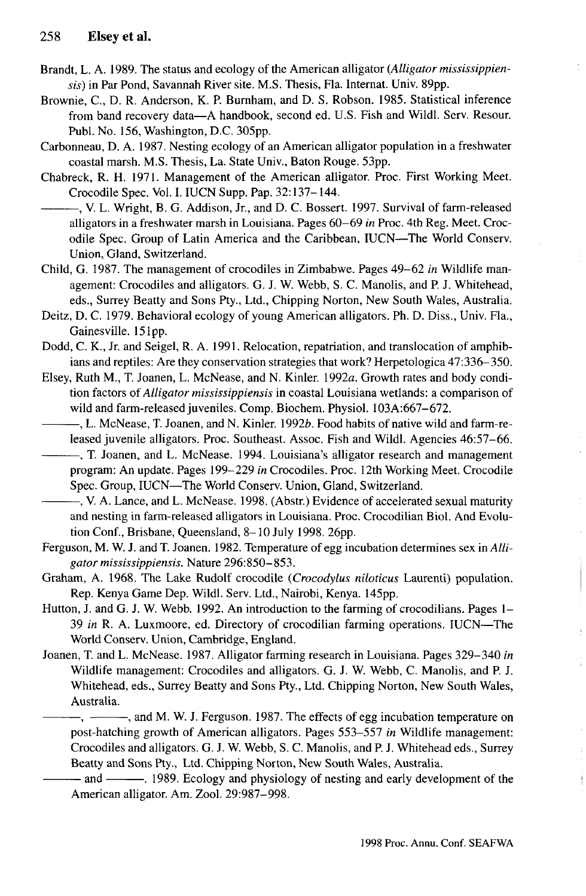Brandt, L. A. 1989. The status and ecology of the American alligator (*Alligator mississippiensis*) in Par Pond, Savannah River site. M.S. Thesis, Fla. Internat. Univ. 89pp.

Brownie, C., D. R. Anderson, K. P. Burnham, and D. S. Robson. 1985. Statistical inference from band recovery data—A handbook, second ed. U.S. Fish and Wildl. Serv. Resour. Publ. No. 156, Washington, D.C. 305pp.

Carbonneau, D. A. 1987. Nesting ecology of an American alligator population in a freshwater coastal marsh. M.S. Thesis, La. State Univ., Baton Rouge. 53pp.

Chabreck, R. H. 1971. Management of the American alligator. Proc. First Working Meet. Crocodile Spec. Vol. I. IUCN Supp. Pap. 32:137–144.

———, V. L. Wright, B. G. Addison, Jr., and D. C. Bossert. 1997. Survival of farm-released alligators in a freshwater marsh in Louisiana. Pages 60–69 *in* Proc. 4th Reg. Meet. Crocodile Spec. Group of Latin America and the Caribbean, IUCN—The World Conserv. Union, Gland, Switzerland.

Child, G. 1987. The management of crocodiles in Zimbabwe. Pages 49–62 *in* Wildlife management: Crocodiles and alligators. G. J. W. Webb, S. C. Manolis, and P. J. Whitehead, eds., Surrey Beatty and Sons Pty., Ltd., Chipping Norton, New South Wales, Australia.

Deitz, D. C. 1979. Behavioral ecology of young American alligators. Ph. D. Diss., Univ. Fla., Gainesville. 151pp.

Dodd, C. K., Jr. and Seigel, R. A. 1991. Relocation, repatriation, and translocation of amphibians and reptiles: Are they conservation strategies that work? Herpetologica 47:336–350.

Elsey, Ruth M., T. Joanen, L. McNease, and N. Kinler. 1992*a*. Growth rates and body condition factors of *Alligator mississippiensis* in coastal Louisiana wetlands: a comparison of wild and farm-released juveniles. Comp. Biochem. Physiol. 103A:667–672.

———, L. McNease, T. Joanen, and N. Kinler. 1992*b*. Food habits of native wild and farm-released juvenile alligators. Proc. Southeast. Assoc. Fish and Wildl. Agencies 46:57–66.

———, T. Joanen, and L. McNease. 1994. Louisiana's alligator research and management program: An update. Pages 199–229 *in* Crocodiles. Proc. 12th Working Meet. Crocodile Spec. Group, IUCN—The World Conserv. Union, Gland, Switzerland.

———, V. A. Lance, and L. McNease. 1998. (Abstr.) Evidence of accelerated sexual maturity and nesting in farm-released alligators in Louisiana. Proc. Crocodilian Biol. And Evolution Conf., Brisbane, Queensland, 8–10 July 1998. 26pp.

Ferguson, M. W. J. and T. Joanen. 1982. Temperature of egg incubation determines sex in *Alligator mississippiensis*. Nature 296:850–853.

Graham, A. 1968. The Lake Rudolf crocodile (*Crocodylus niloticus* Laurenti) population. Rep. Kenya Game Dep. Wildl. Serv. Ltd., Nairobi, Kenya. 145pp.

Hutton, J. and G. J. W. Webb. 1992. An introduction to the farming of crocodilians. Pages 1–39 *in* R. A. Luxmoore, ed. Directory of crocodilian farming operations. IUCN—The World Conserv. Union, Cambridge, England.

Joanen, T. and L. McNease. 1987. Alligator farming research in Louisiana. Pages 329–340 *in* Wildlife management: Crocodiles and alligators. G. J. W. Webb, C. Manolis, and P. J. Whitehead, eds., Surrey Beatty and Sons Pty., Ltd. Chipping Norton, New South Wales, Australia.

———, ———, and M. W. J. Ferguson. 1987. The effects of egg incubation temperature on post-hatching growth of American alligators. Pages 553–557 *in* Wildlife management: Crocodiles and alligators. G. J. W. Webb, S. C. Manolis, and P. J. Whitehead eds., Surrey Beatty and Sons Pty., Ltd. Chipping Norton, New South Wales, Australia.

——— and ———. 1989. Ecology and physiology of nesting and early development of the American alligator. Am. Zool. 29:987–998.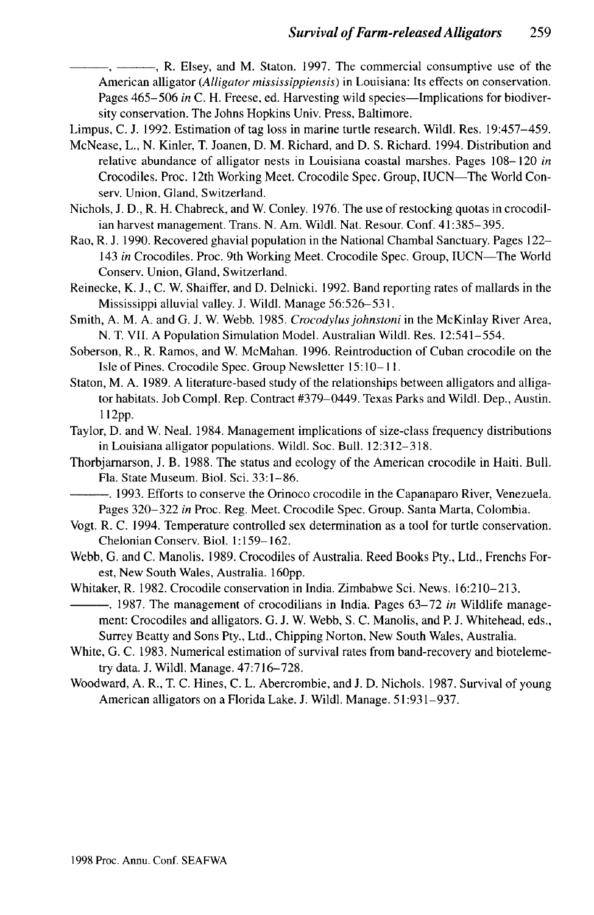———, ———, R. Elsey, and M. Staton. 1997. The commercial consumptive use of the American alligator (*Alligator mississippiensis*) in Louisiana: Its effects on conservation. Pages 465–506 *in* C. H. Freese, ed. Harvesting wild species—Implications for biodiversity conservation. The Johns Hopkins Univ. Press, Baltimore.

Limpus, C. J. 1992. Estimation of tag loss in marine turtle research. Wildl. Res. 19:457–459.

McNease, L., N. Kinler, T. Joanen, D. M. Richard, and D. S. Richard. 1994. Distribution and relative abundance of alligator nests in Louisiana coastal marshes. Pages 108–120 *in* Crocodiles. Proc. 12th Working Meet. Crocodile Spec. Group, IUCN—The World Conserv. Union, Gland, Switzerland.

Nichols, J. D., R. H. Chabreck, and W. Conley. 1976. The use of restocking quotas in crocodilian harvest management. Trans. N. Am. Wildl. Nat. Resour. Conf. 41:385–395.

Rao, R. J. 1990. Recovered ghavial population in the National Chambal Sanctuary. Pages 122–143 *in* Crocodiles. Proc. 9th Working Meet. Crocodile Spec. Group, IUCN—The World Conserv. Union, Gland, Switzerland.

Reinecke, K. J., C. W. Shaiffer, and D. Delnicki. 1992. Band reporting rates of mallards in the Mississippi alluvial valley. J. Wildl. Manage 56:526–531.

Smith, A. M. A. and G. J. W. Webb. 1985. *Crocodylus johnstoni* in the McKinlay River Area, N. T. VII. A Population Simulation Model. Australian Wildl. Res. 12:541–554.

Soberson, R., R. Ramos, and W. McMahan. 1996. Reintroduction of Cuban crocodile on the Isle of Pines. Crocodile Spec. Group Newsletter 15:10–11.

Staton, M. A. 1989. A literature-based study of the relationships between alligators and alligator habitats. Job Compl. Rep. Contract #379–0449. Texas Parks and Wildl. Dep., Austin. 112pp.

Taylor, D. and W. Neal. 1984. Management implications of size-class frequency distributions in Louisiana alligator populations. Wildl. Soc. Bull. 12:312–318.

Thorbjarnarson, J. B. 1988. The status and ecology of the American crocodile in Haiti. Bull. Fla. State Museum. Biol. Sci. 33:1–86.

———. 1993. Efforts to conserve the Orinoco crocodile in the Capanaparo River, Venezuela. Pages 320–322 *in* Proc. Reg. Meet. Crocodile Spec. Group. Santa Marta, Colombia.

Vogt. R. C. 1994. Temperature controlled sex determination as a tool for turtle conservation. Chelonian Conserv. Biol. 1:159–162.

Webb, G. and C. Manolis. 1989. Crocodiles of Australia. Reed Books Pty., Ltd., Frenchs Forest, New South Wales, Australia. 160pp.

Whitaker, R. 1982. Crocodile conservation in India. Zimbabwe Sci. News. 16:210–213.

———. 1987. The management of crocodilians in India. Pages 63–72 *in* Wildlife management: Crocodiles and alligators. G. J. W. Webb, S. C. Manolis, and P. J. Whitehead, eds., Surrey Beatty and Sons Pty., Ltd., Chipping Norton, New South Wales, Australia.

White, G. C. 1983. Numerical estimation of survival rates from band-recovery and biotelemetry data. J. Wildl. Manage. 47:716–728.

Woodward, A. R., T. C. Hines, C. L. Abercrombie, and J. D. Nichols. 1987. Survival of young American alligators on a Florida Lake. J. Wildl. Manage. 51:931–937.